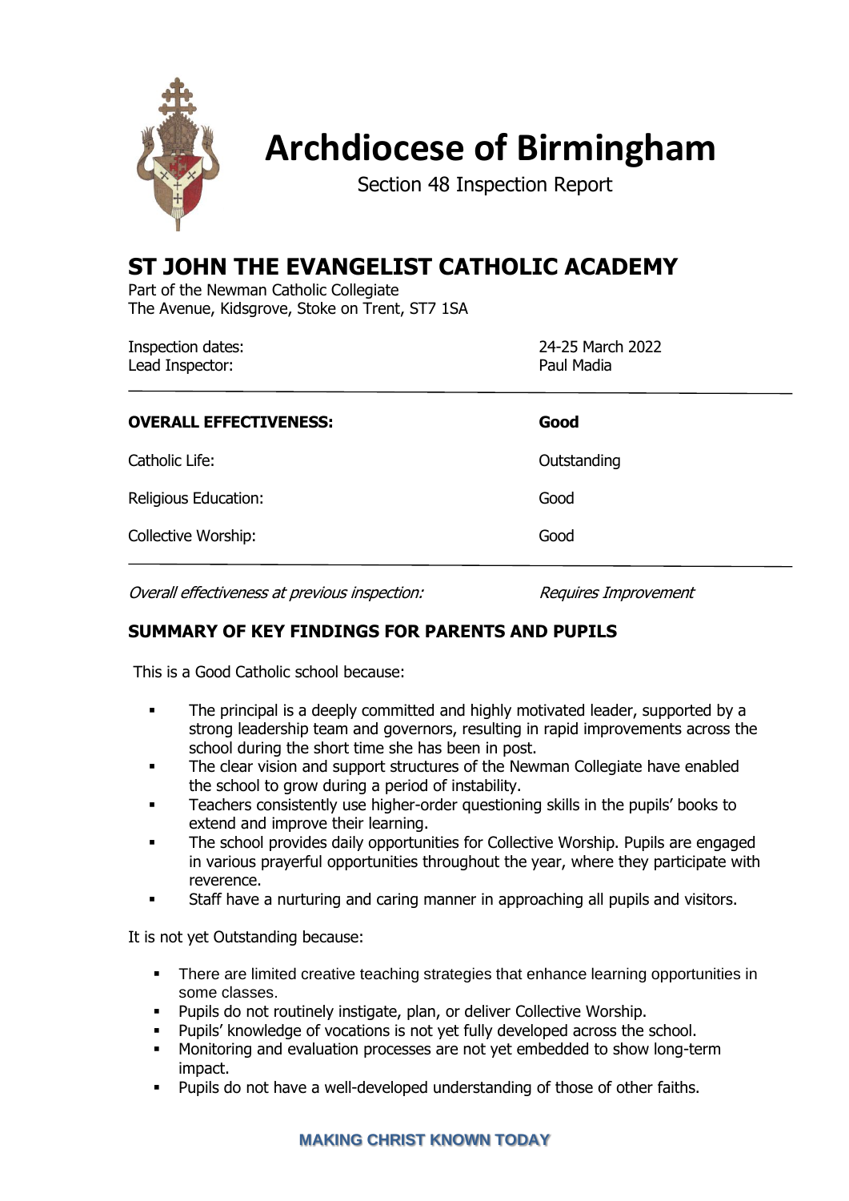# Archdiocese of Birmingham

Section 48 Inspection Report

## ST JOHN THE EVANGELIST CATHOLIC ACADEMY

Part of the Newman Catholic Collegiate
The Avenue, Kidsgrove, Stoke on Trent, ST7 1SA

| | |
|---|---|
| Inspection dates: | 24-25 March 2022 |
| Lead Inspector: | Paul Madia |

| | |
|---|---|
| **OVERALL EFFECTIVENESS:** | **Good** |
| Catholic Life: | Outstanding |
| Religious Education: | Good |
| Collective Worship: | Good |

*Overall effectiveness at previous inspection:* *Requires Improvement*

### SUMMARY OF KEY FINDINGS FOR PARENTS AND PUPILS

This is a Good Catholic school because:

- The principal is a deeply committed and highly motivated leader, supported by a strong leadership team and governors, resulting in rapid improvements across the school during the short time she has been in post.
- The clear vision and support structures of the Newman Collegiate have enabled the school to grow during a period of instability.
- Teachers consistently use higher-order questioning skills in the pupils' books to extend and improve their learning.
- The school provides daily opportunities for Collective Worship. Pupils are engaged in various prayerful opportunities throughout the year, where they participate with reverence.
- Staff have a nurturing and caring manner in approaching all pupils and visitors.

It is not yet Outstanding because:

- There are limited creative teaching strategies that enhance learning opportunities in some classes.
- Pupils do not routinely instigate, plan, or deliver Collective Worship.
- Pupils' knowledge of vocations is not yet fully developed across the school.
- Monitoring and evaluation processes are not yet embedded to show long-term impact.
- Pupils do not have a well-developed understanding of those of other faiths.

**MAKING CHRIST KNOWN TODAY**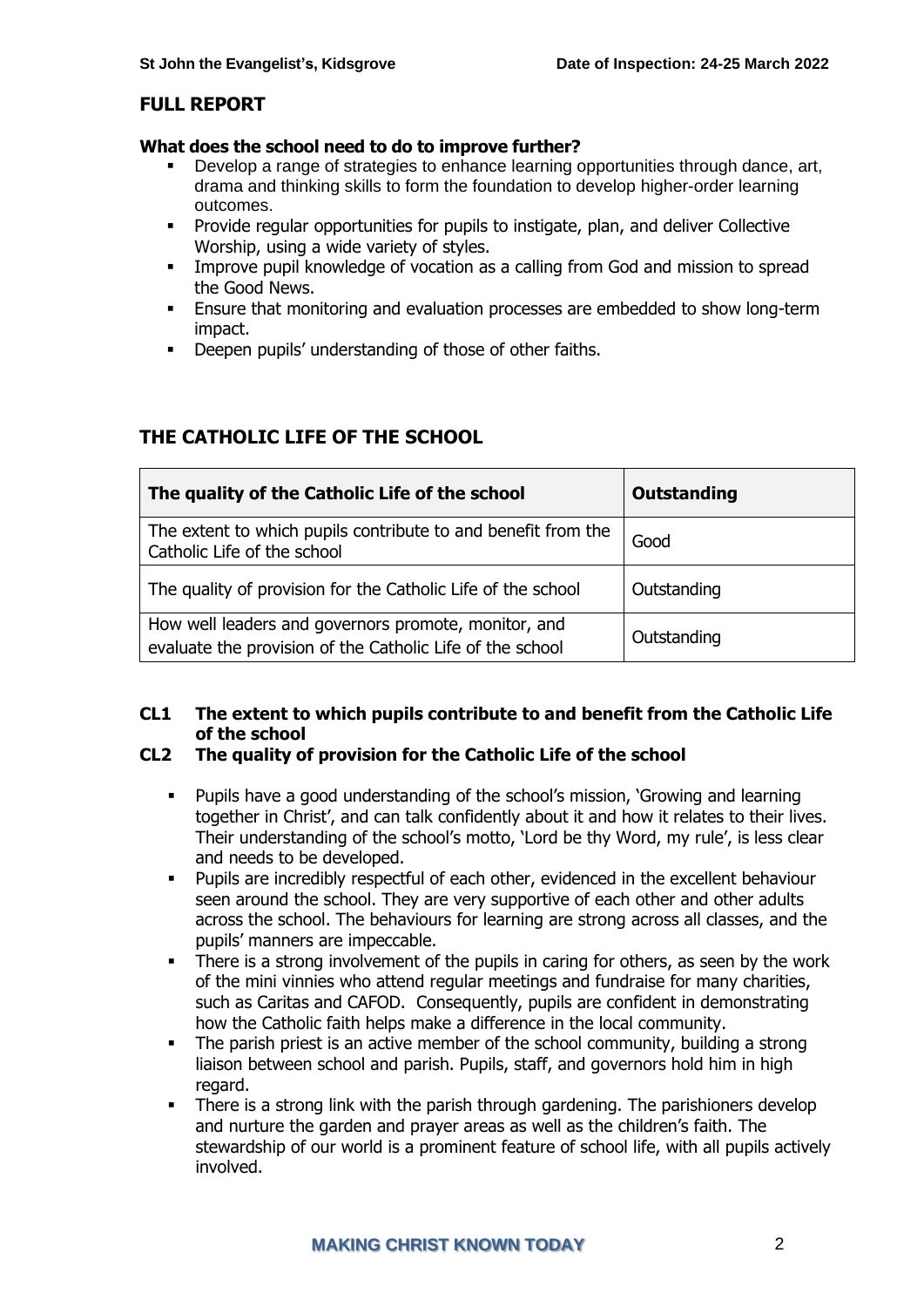## FULL REPORT

**What does the school need to do to improve further?**

- Develop a range of strategies to enhance learning opportunities through dance, art, drama and thinking skills to form the foundation to develop higher-order learning outcomes.
- Provide regular opportunities for pupils to instigate, plan, and deliver Collective Worship, using a wide variety of styles.
- Improve pupil knowledge of vocation as a calling from God and mission to spread the Good News.
- Ensure that monitoring and evaluation processes are embedded to show long-term impact.
- Deepen pupils' understanding of those of other faiths.

## THE CATHOLIC LIFE OF THE SCHOOL

| **The quality of the Catholic Life of the school** | **Outstanding** |
|---|---|
| The extent to which pupils contribute to and benefit from the Catholic Life of the school | Good |
| The quality of provision for the Catholic Life of the school | Outstanding |
| How well leaders and governors promote, monitor, and evaluate the provision of the Catholic Life of the school | Outstanding |

**CL1 The extent to which pupils contribute to and benefit from the Catholic Life of the school**

**CL2 The quality of provision for the Catholic Life of the school**

- Pupils have a good understanding of the school's mission, 'Growing and learning together in Christ', and can talk confidently about it and how it relates to their lives. Their understanding of the school's motto, 'Lord be thy Word, my rule', is less clear and needs to be developed.
- Pupils are incredibly respectful of each other, evidenced in the excellent behaviour seen around the school. They are very supportive of each other and other adults across the school. The behaviours for learning are strong across all classes, and the pupils' manners are impeccable.
- There is a strong involvement of the pupils in caring for others, as seen by the work of the mini vinnies who attend regular meetings and fundraise for many charities, such as Caritas and CAFOD. Consequently, pupils are confident in demonstrating how the Catholic faith helps make a difference in the local community.
- The parish priest is an active member of the school community, building a strong liaison between school and parish. Pupils, staff, and governors hold him in high regard.
- There is a strong link with the parish through gardening. The parishioners develop and nurture the garden and prayer areas as well as the children's faith. The stewardship of our world is a prominent feature of school life, with all pupils actively involved.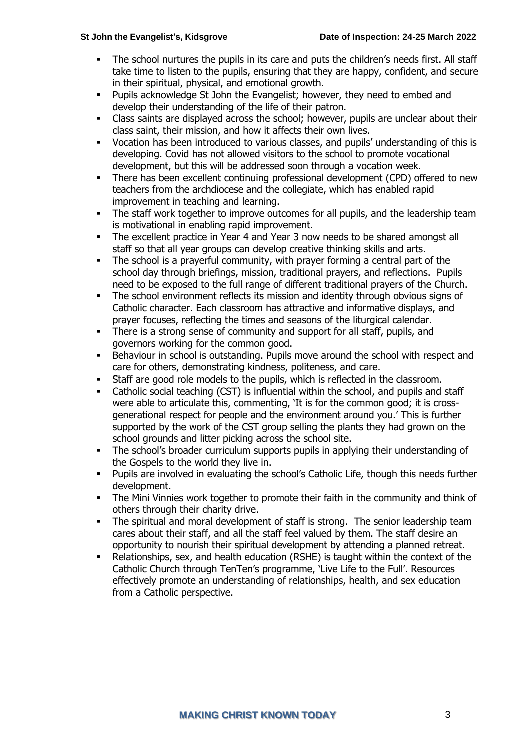- The school nurtures the pupils in its care and puts the children's needs first. All staff take time to listen to the pupils, ensuring that they are happy, confident, and secure in their spiritual, physical, and emotional growth.
- Pupils acknowledge St John the Evangelist; however, they need to embed and develop their understanding of the life of their patron.
- Class saints are displayed across the school; however, pupils are unclear about their class saint, their mission, and how it affects their own lives.
- Vocation has been introduced to various classes, and pupils' understanding of this is developing. Covid has not allowed visitors to the school to promote vocational development, but this will be addressed soon through a vocation week.
- There has been excellent continuing professional development (CPD) offered to new teachers from the archdiocese and the collegiate, which has enabled rapid improvement in teaching and learning.
- The staff work together to improve outcomes for all pupils, and the leadership team is motivational in enabling rapid improvement.
- The excellent practice in Year 4 and Year 3 now needs to be shared amongst all staff so that all year groups can develop creative thinking skills and arts.
- The school is a prayerful community, with prayer forming a central part of the school day through briefings, mission, traditional prayers, and reflections. Pupils need to be exposed to the full range of different traditional prayers of the Church.
- The school environment reflects its mission and identity through obvious signs of Catholic character. Each classroom has attractive and informative displays, and prayer focuses, reflecting the times and seasons of the liturgical calendar.
- There is a strong sense of community and support for all staff, pupils, and governors working for the common good.
- Behaviour in school is outstanding. Pupils move around the school with respect and care for others, demonstrating kindness, politeness, and care.
- Staff are good role models to the pupils, which is reflected in the classroom.
- Catholic social teaching (CST) is influential within the school, and pupils and staff were able to articulate this, commenting, 'It is for the common good; it is cross-generational respect for people and the environment around you.' This is further supported by the work of the CST group selling the plants they had grown on the school grounds and litter picking across the school site.
- The school's broader curriculum supports pupils in applying their understanding of the Gospels to the world they live in.
- Pupils are involved in evaluating the school's Catholic Life, though this needs further development.
- The Mini Vinnies work together to promote their faith in the community and think of others through their charity drive.
- The spiritual and moral development of staff is strong. The senior leadership team cares about their staff, and all the staff feel valued by them. The staff desire an opportunity to nourish their spiritual development by attending a planned retreat.
- Relationships, sex, and health education (RSHE) is taught within the context of the Catholic Church through TenTen's programme, 'Live Life to the Full'. Resources effectively promote an understanding of relationships, health, and sex education from a Catholic perspective.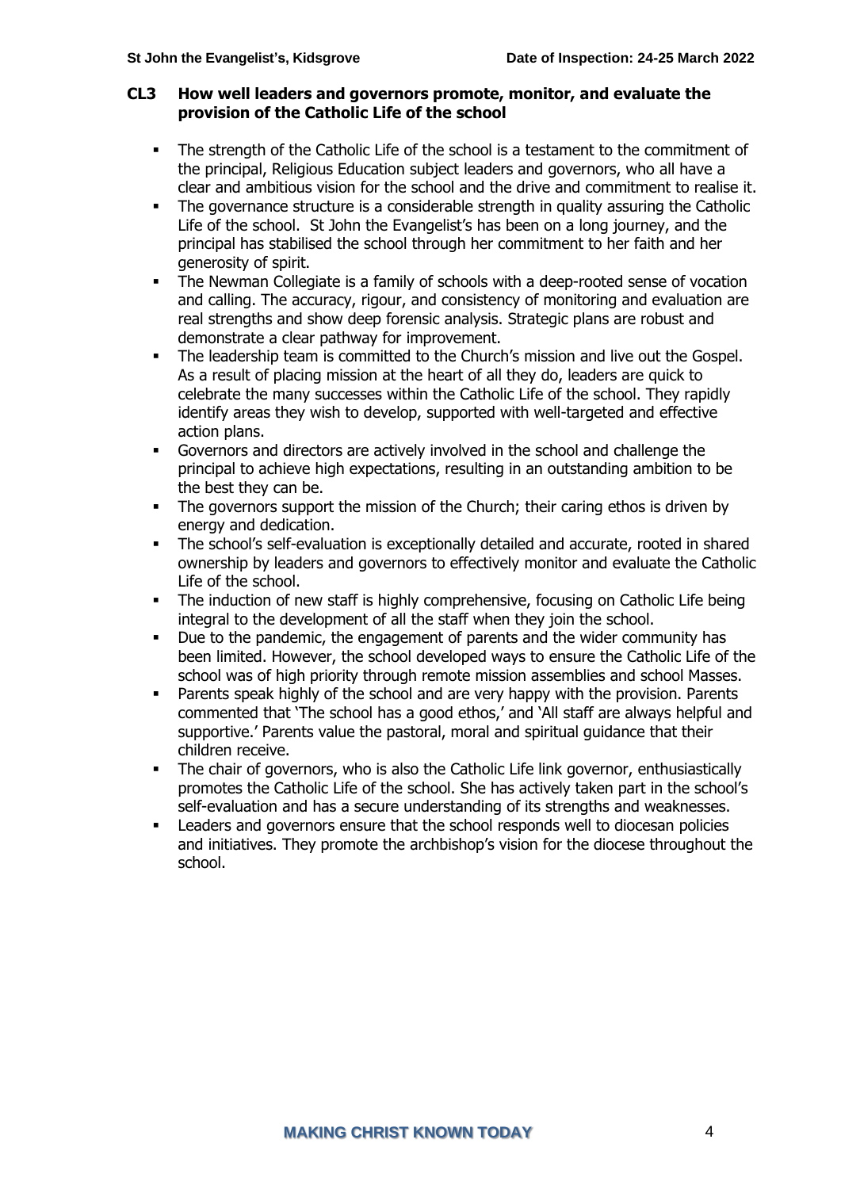### CL3 How well leaders and governors promote, monitor, and evaluate the provision of the Catholic Life of the school

- The strength of the Catholic Life of the school is a testament to the commitment of the principal, Religious Education subject leaders and governors, who all have a clear and ambitious vision for the school and the drive and commitment to realise it.
- The governance structure is a considerable strength in quality assuring the Catholic Life of the school. St John the Evangelist's has been on a long journey, and the principal has stabilised the school through her commitment to her faith and her generosity of spirit.
- The Newman Collegiate is a family of schools with a deep-rooted sense of vocation and calling. The accuracy, rigour, and consistency of monitoring and evaluation are real strengths and show deep forensic analysis. Strategic plans are robust and demonstrate a clear pathway for improvement.
- The leadership team is committed to the Church's mission and live out the Gospel. As a result of placing mission at the heart of all they do, leaders are quick to celebrate the many successes within the Catholic Life of the school. They rapidly identify areas they wish to develop, supported with well-targeted and effective action plans.
- Governors and directors are actively involved in the school and challenge the principal to achieve high expectations, resulting in an outstanding ambition to be the best they can be.
- The governors support the mission of the Church; their caring ethos is driven by energy and dedication.
- The school's self-evaluation is exceptionally detailed and accurate, rooted in shared ownership by leaders and governors to effectively monitor and evaluate the Catholic Life of the school.
- The induction of new staff is highly comprehensive, focusing on Catholic Life being integral to the development of all the staff when they join the school.
- Due to the pandemic, the engagement of parents and the wider community has been limited. However, the school developed ways to ensure the Catholic Life of the school was of high priority through remote mission assemblies and school Masses.
- Parents speak highly of the school and are very happy with the provision. Parents commented that 'The school has a good ethos,' and 'All staff are always helpful and supportive.' Parents value the pastoral, moral and spiritual guidance that their children receive.
- The chair of governors, who is also the Catholic Life link governor, enthusiastically promotes the Catholic Life of the school. She has actively taken part in the school's self-evaluation and has a secure understanding of its strengths and weaknesses.
- Leaders and governors ensure that the school responds well to diocesan policies and initiatives. They promote the archbishop's vision for the diocese throughout the school.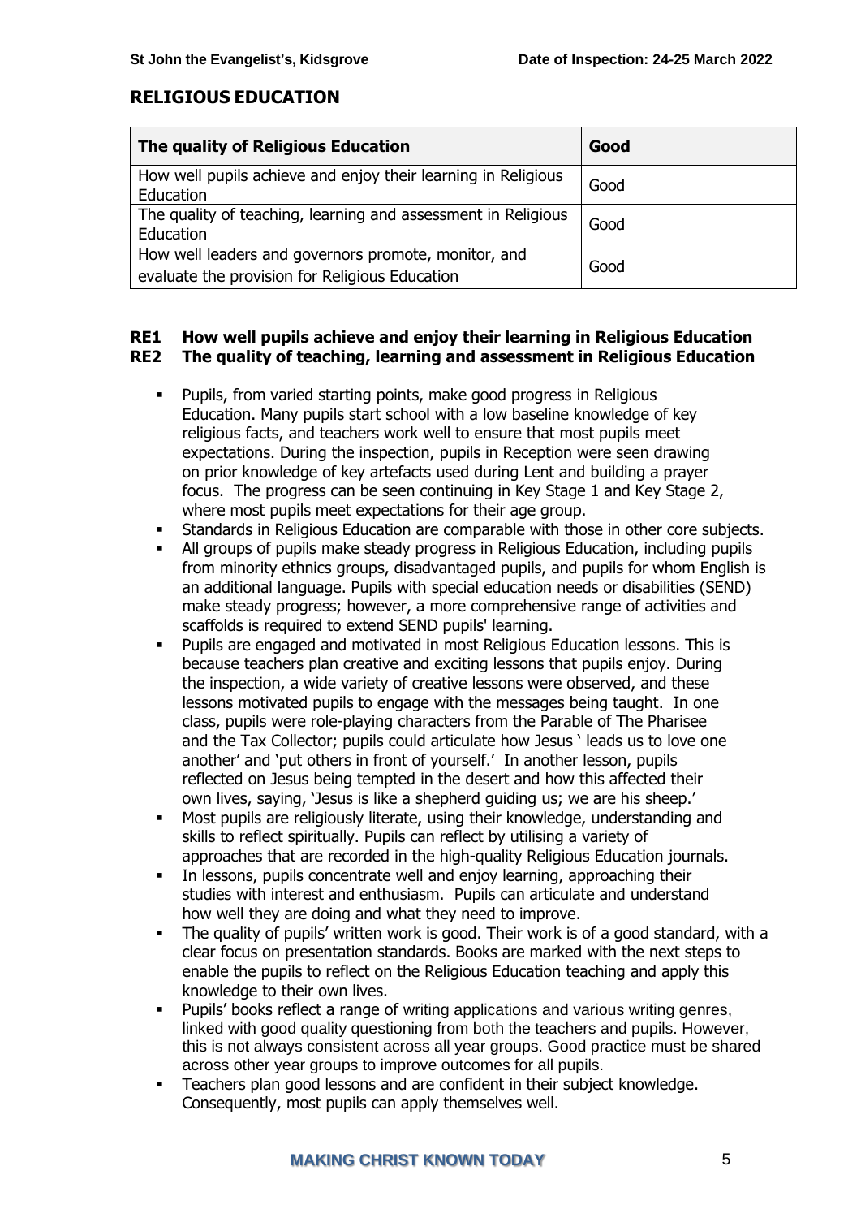## RELIGIOUS EDUCATION

| The quality of Religious Education | Good |
| --- | --- |
| How well pupils achieve and enjoy their learning in Religious Education | Good |
| The quality of teaching, learning and assessment in Religious Education | Good |
| How well leaders and governors promote, monitor, and evaluate the provision for Religious Education | Good |

### RE1 How well pupils achieve and enjoy their learning in Religious Education
### RE2 The quality of teaching, learning and assessment in Religious Education

- Pupils, from varied starting points, make good progress in Religious Education. Many pupils start school with a low baseline knowledge of key religious facts, and teachers work well to ensure that most pupils meet expectations. During the inspection, pupils in Reception were seen drawing on prior knowledge of key artefacts used during Lent and building a prayer focus. The progress can be seen continuing in Key Stage 1 and Key Stage 2, where most pupils meet expectations for their age group.
- Standards in Religious Education are comparable with those in other core subjects.
- All groups of pupils make steady progress in Religious Education, including pupils from minority ethnics groups, disadvantaged pupils, and pupils for whom English is an additional language. Pupils with special education needs or disabilities (SEND) make steady progress; however, a more comprehensive range of activities and scaffolds is required to extend SEND pupils' learning.
- Pupils are engaged and motivated in most Religious Education lessons. This is because teachers plan creative and exciting lessons that pupils enjoy. During the inspection, a wide variety of creative lessons were observed, and these lessons motivated pupils to engage with the messages being taught. In one class, pupils were role-playing characters from the Parable of The Pharisee and the Tax Collector; pupils could articulate how Jesus ' leads us to love one another' and 'put others in front of yourself.' In another lesson, pupils reflected on Jesus being tempted in the desert and how this affected their own lives, saying, 'Jesus is like a shepherd guiding us; we are his sheep.'
- Most pupils are religiously literate, using their knowledge, understanding and skills to reflect spiritually. Pupils can reflect by utilising a variety of approaches that are recorded in the high-quality Religious Education journals.
- In lessons, pupils concentrate well and enjoy learning, approaching their studies with interest and enthusiasm. Pupils can articulate and understand how well they are doing and what they need to improve.
- The quality of pupils' written work is good. Their work is of a good standard, with a clear focus on presentation standards. Books are marked with the next steps to enable the pupils to reflect on the Religious Education teaching and apply this knowledge to their own lives.
- Pupils' books reflect a range of writing applications and various writing genres, linked with good quality questioning from both the teachers and pupils. However, this is not always consistent across all year groups. Good practice must be shared across other year groups to improve outcomes for all pupils.
- Teachers plan good lessons and are confident in their subject knowledge. Consequently, most pupils can apply themselves well.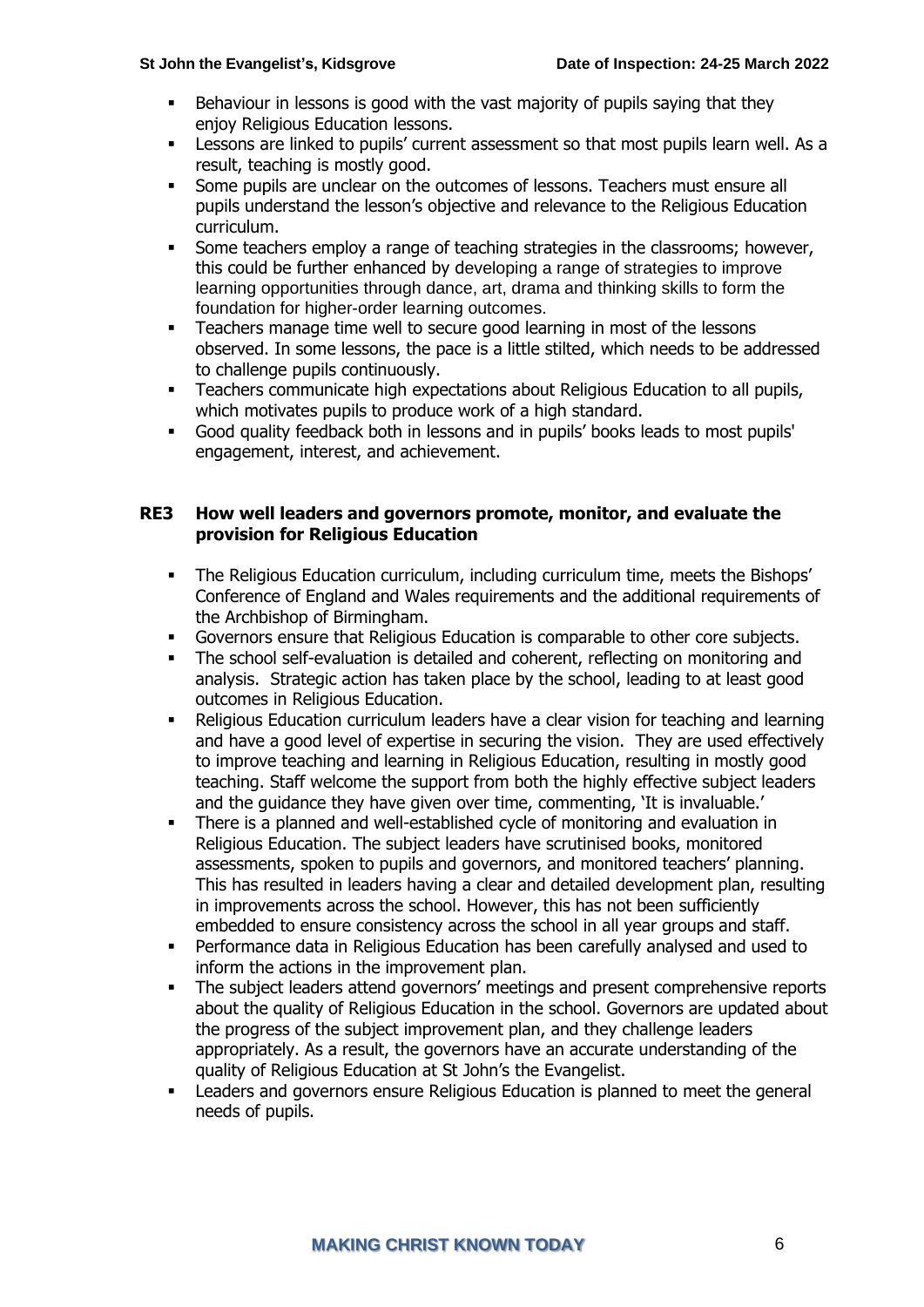- Behaviour in lessons is good with the vast majority of pupils saying that they enjoy Religious Education lessons.
- Lessons are linked to pupils' current assessment so that most pupils learn well. As a result, teaching is mostly good.
- Some pupils are unclear on the outcomes of lessons. Teachers must ensure all pupils understand the lesson's objective and relevance to the Religious Education curriculum.
- Some teachers employ a range of teaching strategies in the classrooms; however, this could be further enhanced by developing a range of strategies to improve learning opportunities through dance, art, drama and thinking skills to form the foundation for higher-order learning outcomes.
- Teachers manage time well to secure good learning in most of the lessons observed. In some lessons, the pace is a little stilted, which needs to be addressed to challenge pupils continuously.
- Teachers communicate high expectations about Religious Education to all pupils, which motivates pupils to produce work of a high standard.
- Good quality feedback both in lessons and in pupils' books leads to most pupils' engagement, interest, and achievement.

## RE3 How well leaders and governors promote, monitor, and evaluate the provision for Religious Education

- The Religious Education curriculum, including curriculum time, meets the Bishops' Conference of England and Wales requirements and the additional requirements of the Archbishop of Birmingham.
- Governors ensure that Religious Education is comparable to other core subjects.
- The school self-evaluation is detailed and coherent, reflecting on monitoring and analysis. Strategic action has taken place by the school, leading to at least good outcomes in Religious Education.
- Religious Education curriculum leaders have a clear vision for teaching and learning and have a good level of expertise in securing the vision. They are used effectively to improve teaching and learning in Religious Education, resulting in mostly good teaching. Staff welcome the support from both the highly effective subject leaders and the guidance they have given over time, commenting, 'It is invaluable.'
- There is a planned and well-established cycle of monitoring and evaluation in Religious Education. The subject leaders have scrutinised books, monitored assessments, spoken to pupils and governors, and monitored teachers' planning. This has resulted in leaders having a clear and detailed development plan, resulting in improvements across the school. However, this has not been sufficiently embedded to ensure consistency across the school in all year groups and staff.
- Performance data in Religious Education has been carefully analysed and used to inform the actions in the improvement plan.
- The subject leaders attend governors' meetings and present comprehensive reports about the quality of Religious Education in the school. Governors are updated about the progress of the subject improvement plan, and they challenge leaders appropriately. As a result, the governors have an accurate understanding of the quality of Religious Education at St John's the Evangelist.
- Leaders and governors ensure Religious Education is planned to meet the general needs of pupils.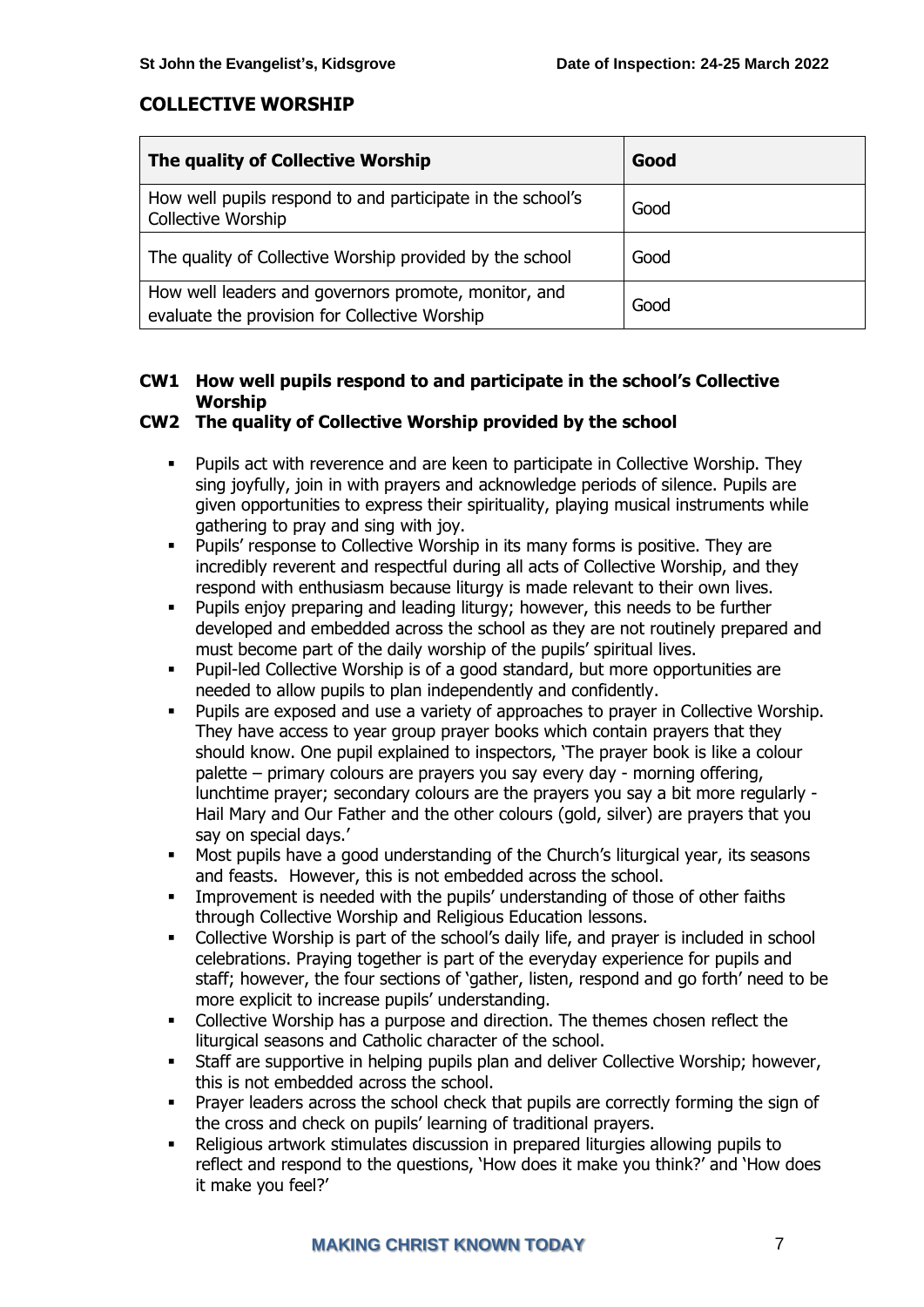## COLLECTIVE WORSHIP

| The quality of Collective Worship | Good |
| --- | --- |
| How well pupils respond to and participate in the school's Collective Worship | Good |
| The quality of Collective Worship provided by the school | Good |
| How well leaders and governors promote, monitor, and evaluate the provision for Collective Worship | Good |

### CW1 How well pupils respond to and participate in the school's Collective Worship
### CW2 The quality of Collective Worship provided by the school

- Pupils act with reverence and are keen to participate in Collective Worship. They sing joyfully, join in with prayers and acknowledge periods of silence. Pupils are given opportunities to express their spirituality, playing musical instruments while gathering to pray and sing with joy.
- Pupils' response to Collective Worship in its many forms is positive. They are incredibly reverent and respectful during all acts of Collective Worship, and they respond with enthusiasm because liturgy is made relevant to their own lives.
- Pupils enjoy preparing and leading liturgy; however, this needs to be further developed and embedded across the school as they are not routinely prepared and must become part of the daily worship of the pupils' spiritual lives.
- Pupil-led Collective Worship is of a good standard, but more opportunities are needed to allow pupils to plan independently and confidently.
- Pupils are exposed and use a variety of approaches to prayer in Collective Worship. They have access to year group prayer books which contain prayers that they should know. One pupil explained to inspectors, 'The prayer book is like a colour palette – primary colours are prayers you say every day - morning offering, lunchtime prayer; secondary colours are the prayers you say a bit more regularly - Hail Mary and Our Father and the other colours (gold, silver) are prayers that you say on special days.'
- Most pupils have a good understanding of the Church's liturgical year, its seasons and feasts. However, this is not embedded across the school.
- Improvement is needed with the pupils' understanding of those of other faiths through Collective Worship and Religious Education lessons.
- Collective Worship is part of the school's daily life, and prayer is included in school celebrations. Praying together is part of the everyday experience for pupils and staff; however, the four sections of 'gather, listen, respond and go forth' need to be more explicit to increase pupils' understanding.
- Collective Worship has a purpose and direction. The themes chosen reflect the liturgical seasons and Catholic character of the school.
- Staff are supportive in helping pupils plan and deliver Collective Worship; however, this is not embedded across the school.
- Prayer leaders across the school check that pupils are correctly forming the sign of the cross and check on pupils' learning of traditional prayers.
- Religious artwork stimulates discussion in prepared liturgies allowing pupils to reflect and respond to the questions, 'How does it make you think?' and 'How does it make you feel?'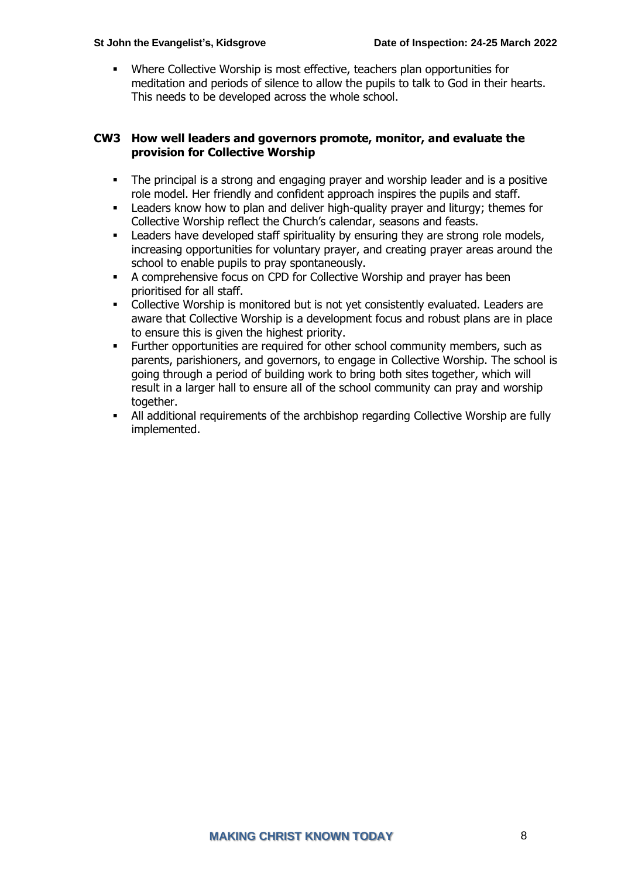- Where Collective Worship is most effective, teachers plan opportunities for meditation and periods of silence to allow the pupils to talk to God in their hearts. This needs to be developed across the whole school.

### CW3 How well leaders and governors promote, monitor, and evaluate the provision for Collective Worship

- The principal is a strong and engaging prayer and worship leader and is a positive role model. Her friendly and confident approach inspires the pupils and staff.
- Leaders know how to plan and deliver high-quality prayer and liturgy; themes for Collective Worship reflect the Church's calendar, seasons and feasts.
- Leaders have developed staff spirituality by ensuring they are strong role models, increasing opportunities for voluntary prayer, and creating prayer areas around the school to enable pupils to pray spontaneously.
- A comprehensive focus on CPD for Collective Worship and prayer has been prioritised for all staff.
- Collective Worship is monitored but is not yet consistently evaluated. Leaders are aware that Collective Worship is a development focus and robust plans are in place to ensure this is given the highest priority.
- Further opportunities are required for other school community members, such as parents, parishioners, and governors, to engage in Collective Worship. The school is going through a period of building work to bring both sites together, which will result in a larger hall to ensure all of the school community can pray and worship together.
- All additional requirements of the archbishop regarding Collective Worship are fully implemented.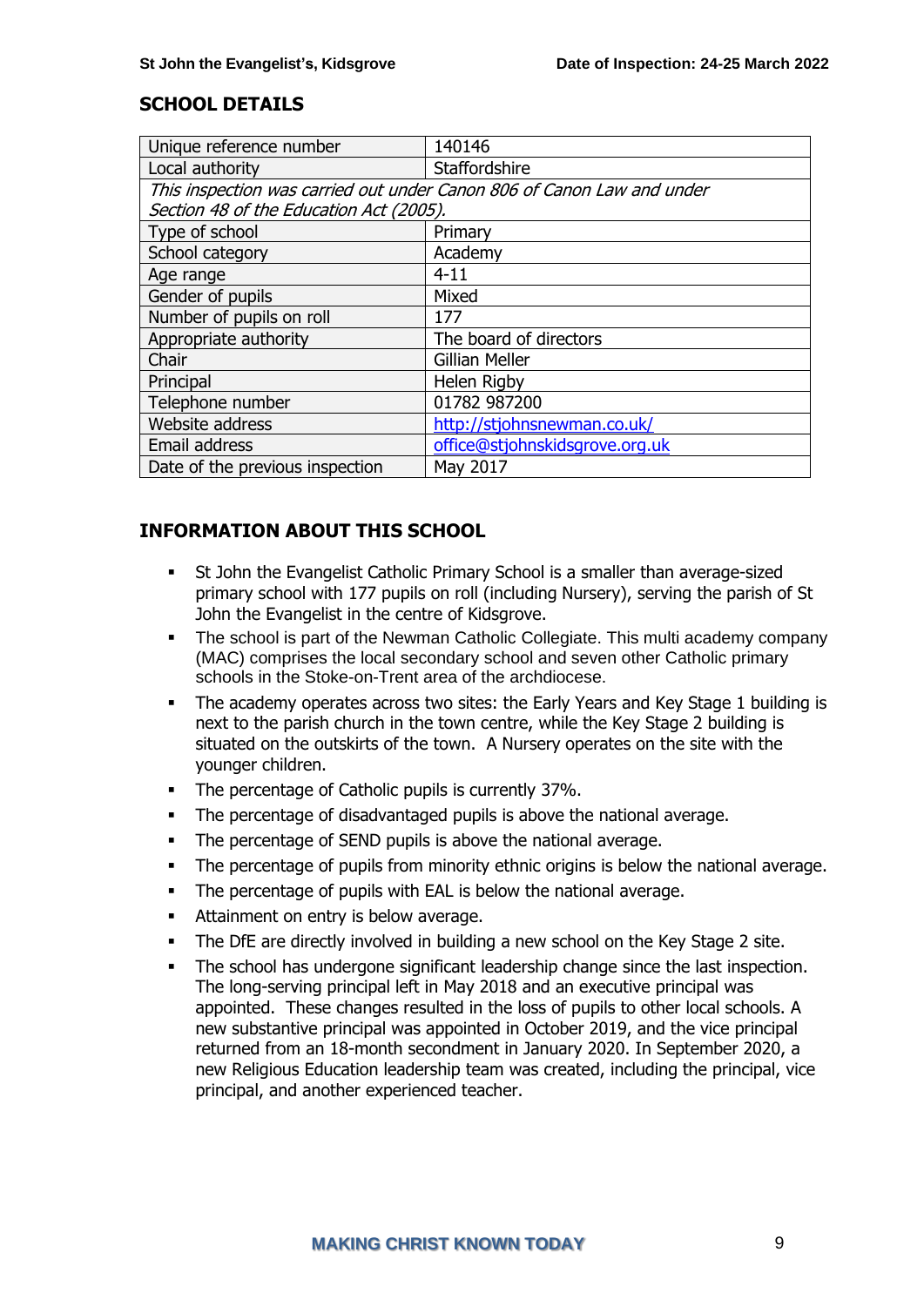## SCHOOL DETAILS

| Unique reference number | 140146 |
|---|---|
| Local authority | Staffordshire |
| *This inspection was carried out under Canon 806 of Canon Law and under Section 48 of the Education Act (2005).* | |
| Type of school | Primary |
| School category | Academy |
| Age range | 4-11 |
| Gender of pupils | Mixed |
| Number of pupils on roll | 177 |
| Appropriate authority | The board of directors |
| Chair | Gillian Meller |
| Principal | Helen Rigby |
| Telephone number | 01782 987200 |
| Website address | http://stjohnsnewman.co.uk/ |
| Email address | office@stjohnskidsgrove.org.uk |
| Date of the previous inspection | May 2017 |

## INFORMATION ABOUT THIS SCHOOL

- St John the Evangelist Catholic Primary School is a smaller than average-sized primary school with 177 pupils on roll (including Nursery), serving the parish of St John the Evangelist in the centre of Kidsgrove.
- The school is part of the Newman Catholic Collegiate. This multi academy company (MAC) comprises the local secondary school and seven other Catholic primary schools in the Stoke-on-Trent area of the archdiocese.
- The academy operates across two sites: the Early Years and Key Stage 1 building is next to the parish church in the town centre, while the Key Stage 2 building is situated on the outskirts of the town. A Nursery operates on the site with the younger children.
- The percentage of Catholic pupils is currently 37%.
- The percentage of disadvantaged pupils is above the national average.
- The percentage of SEND pupils is above the national average.
- The percentage of pupils from minority ethnic origins is below the national average.
- The percentage of pupils with EAL is below the national average.
- Attainment on entry is below average.
- The DfE are directly involved in building a new school on the Key Stage 2 site.
- The school has undergone significant leadership change since the last inspection. The long-serving principal left in May 2018 and an executive principal was appointed. These changes resulted in the loss of pupils to other local schools. A new substantive principal was appointed in October 2019, and the vice principal returned from an 18-month secondment in January 2020. In September 2020, a new Religious Education leadership team was created, including the principal, vice principal, and another experienced teacher.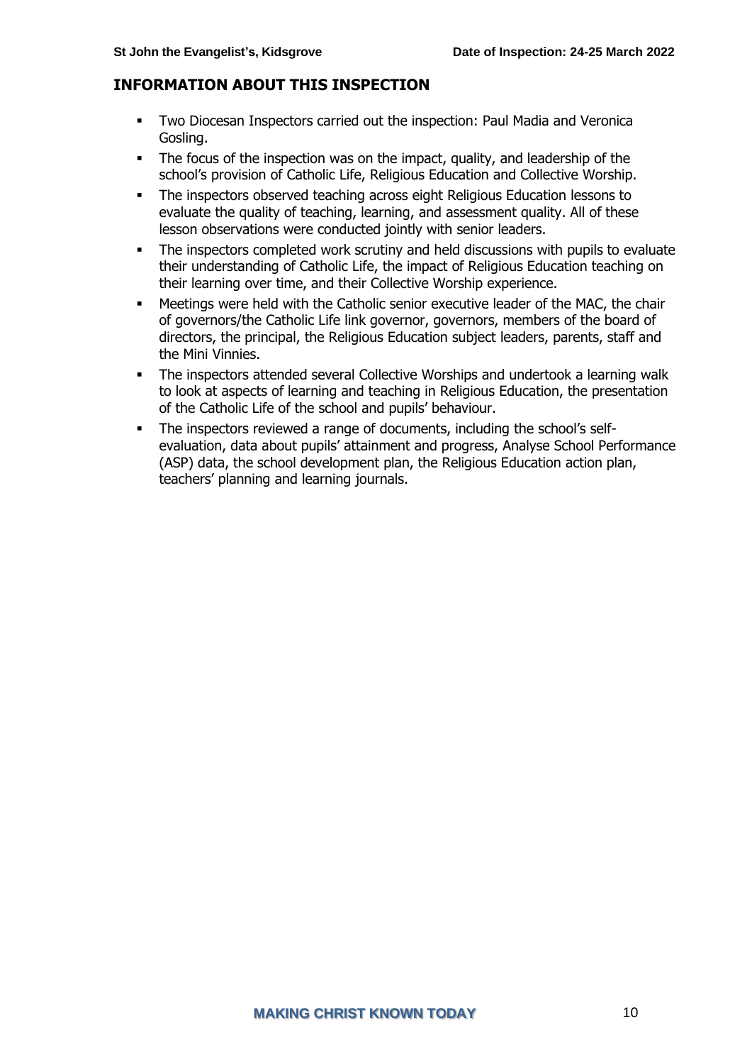## INFORMATION ABOUT THIS INSPECTION

- Two Diocesan Inspectors carried out the inspection: Paul Madia and Veronica Gosling.
- The focus of the inspection was on the impact, quality, and leadership of the school's provision of Catholic Life, Religious Education and Collective Worship.
- The inspectors observed teaching across eight Religious Education lessons to evaluate the quality of teaching, learning, and assessment quality. All of these lesson observations were conducted jointly with senior leaders.
- The inspectors completed work scrutiny and held discussions with pupils to evaluate their understanding of Catholic Life, the impact of Religious Education teaching on their learning over time, and their Collective Worship experience.
- Meetings were held with the Catholic senior executive leader of the MAC, the chair of governors/the Catholic Life link governor, governors, members of the board of directors, the principal, the Religious Education subject leaders, parents, staff and the Mini Vinnies.
- The inspectors attended several Collective Worships and undertook a learning walk to look at aspects of learning and teaching in Religious Education, the presentation of the Catholic Life of the school and pupils' behaviour.
- The inspectors reviewed a range of documents, including the school's self-evaluation, data about pupils' attainment and progress, Analyse School Performance (ASP) data, the school development plan, the Religious Education action plan, teachers' planning and learning journals.